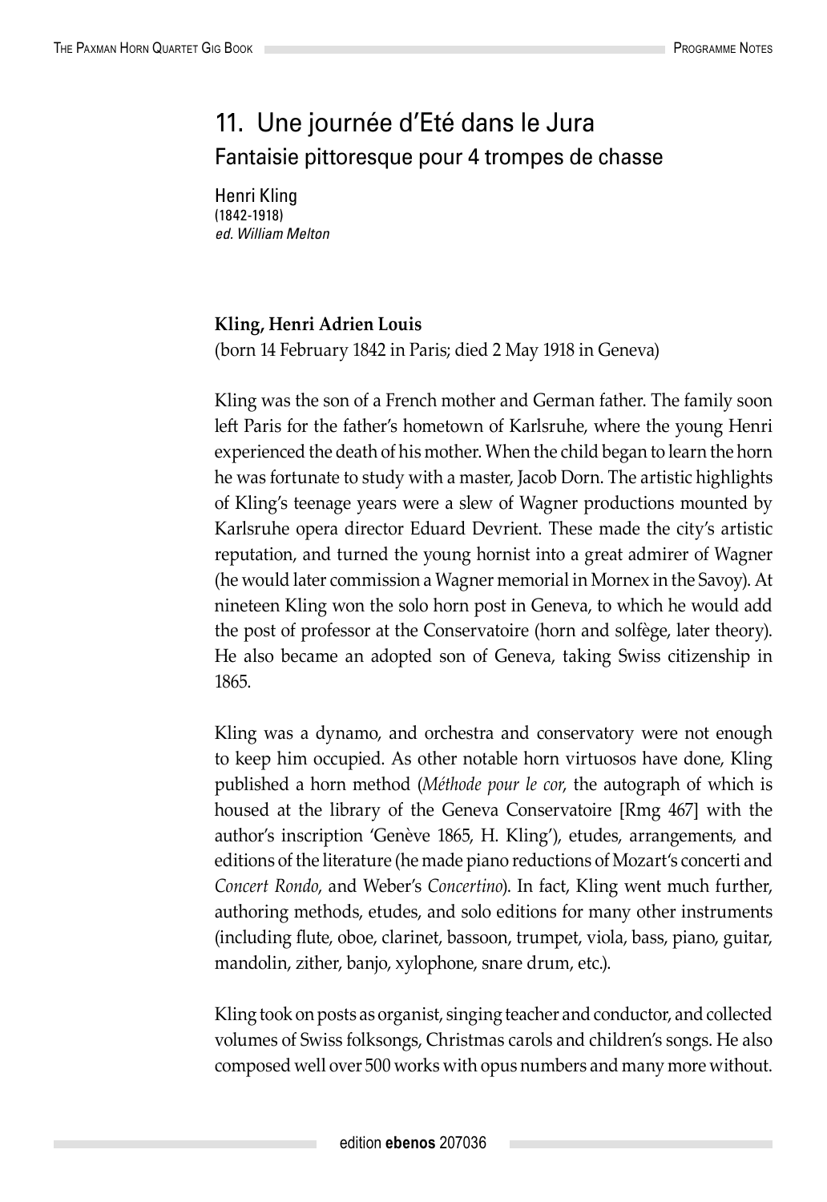# 11. Une journée d'Eté dans le Jura

## Fantaisie pittoresque pour 4 trompes de chasse

Henri Kling
(1842-1918)
*ed. William Melton*

**Kling, Henri Adrien Louis**
(born 14 February 1842 in Paris; died 2 May 1918 in Geneva)

Kling was the son of a French mother and German father. The family soon left Paris for the father's hometown of Karlsruhe, where the young Henri experienced the death of his mother. When the child began to learn the horn he was fortunate to study with a master, Jacob Dorn. The artistic highlights of Kling's teenage years were a slew of Wagner productions mounted by Karlsruhe opera director Eduard Devrient. These made the city's artistic reputation, and turned the young hornist into a great admirer of Wagner (he would later commission a Wagner memorial in Mornex in the Savoy). At nineteen Kling won the solo horn post in Geneva, to which he would add the post of professor at the Conservatoire (horn and solfège, later theory). He also became an adopted son of Geneva, taking Swiss citizenship in 1865.

Kling was a dynamo, and orchestra and conservatory were not enough to keep him occupied. As other notable horn virtuosos have done, Kling published a horn method (*Méthode pour le cor*, the autograph of which is housed at the library of the Geneva Conservatoire [Rmg 467] with the author's inscription 'Genève 1865, H. Kling'), etudes, arrangements, and editions of the literature (he made piano reductions of Mozart's concerti and *Concert Rondo*, and Weber's *Concertino*). In fact, Kling went much further, authoring methods, etudes, and solo editions for many other instruments (including flute, oboe, clarinet, bassoon, trumpet, viola, bass, piano, guitar, mandolin, zither, banjo, xylophone, snare drum, etc.).

Kling took on posts as organist, singing teacher and conductor, and collected volumes of Swiss folksongs, Christmas carols and children's songs. He also composed well over 500 works with opus numbers and many more without.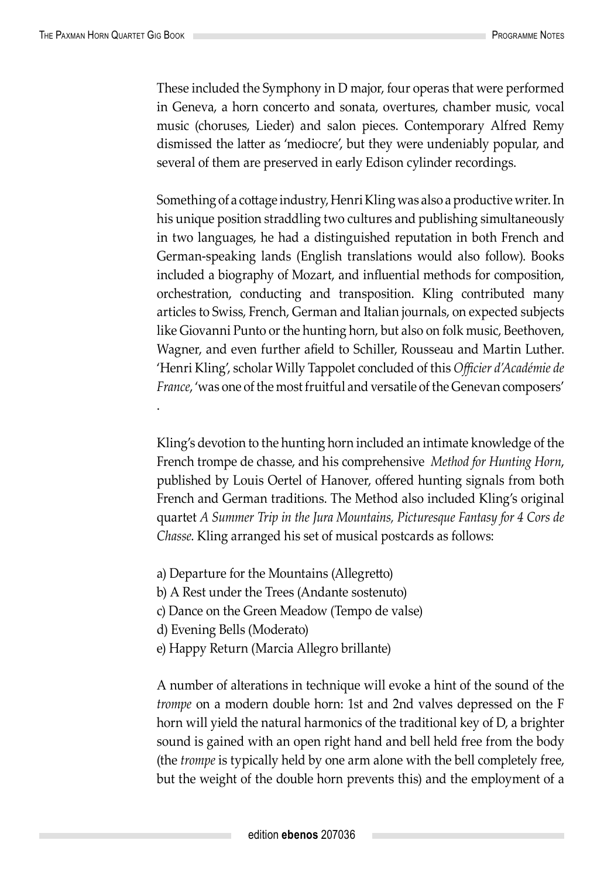These included the Symphony in D major, four operas that were performed in Geneva, a horn concerto and sonata, overtures, chamber music, vocal music (choruses, Lieder) and salon pieces. Contemporary Alfred Remy dismissed the latter as 'mediocre', but they were undeniably popular, and several of them are preserved in early Edison cylinder recordings.

Something of a cottage industry, Henri Kling was also a productive writer. In his unique position straddling two cultures and publishing simultaneously in two languages, he had a distinguished reputation in both French and German-speaking lands (English translations would also follow). Books included a biography of Mozart, and influential methods for composition, orchestration, conducting and transposition. Kling contributed many articles to Swiss, French, German and Italian journals, on expected subjects like Giovanni Punto or the hunting horn, but also on folk music, Beethoven, Wagner, and even further afield to Schiller, Rousseau and Martin Luther. 'Henri Kling', scholar Willy Tappolet concluded of this *Officier d'Académie de France*, 'was one of the most fruitful and versatile of the Genevan composers'.

Kling's devotion to the hunting horn included an intimate knowledge of the French trompe de chasse, and his comprehensive *Method for Hunting Horn*, published by Louis Oertel of Hanover, offered hunting signals from both French and German traditions. The Method also included Kling's original quartet *A Summer Trip in the Jura Mountains, Picturesque Fantasy for 4 Cors de Chasse*. Kling arranged his set of musical postcards as follows:

a) Departure for the Mountains (Allegretto)
b) A Rest under the Trees (Andante sostenuto)
c) Dance on the Green Meadow (Tempo de valse)
d) Evening Bells (Moderato)
e) Happy Return (Marcia Allegro brillante)

A number of alterations in technique will evoke a hint of the sound of the *trompe* on a modern double horn: 1st and 2nd valves depressed on the F horn will yield the natural harmonics of the traditional key of D, a brighter sound is gained with an open right hand and bell held free from the body (the *trompe* is typically held by one arm alone with the bell completely free, but the weight of the double horn prevents this) and the employment of a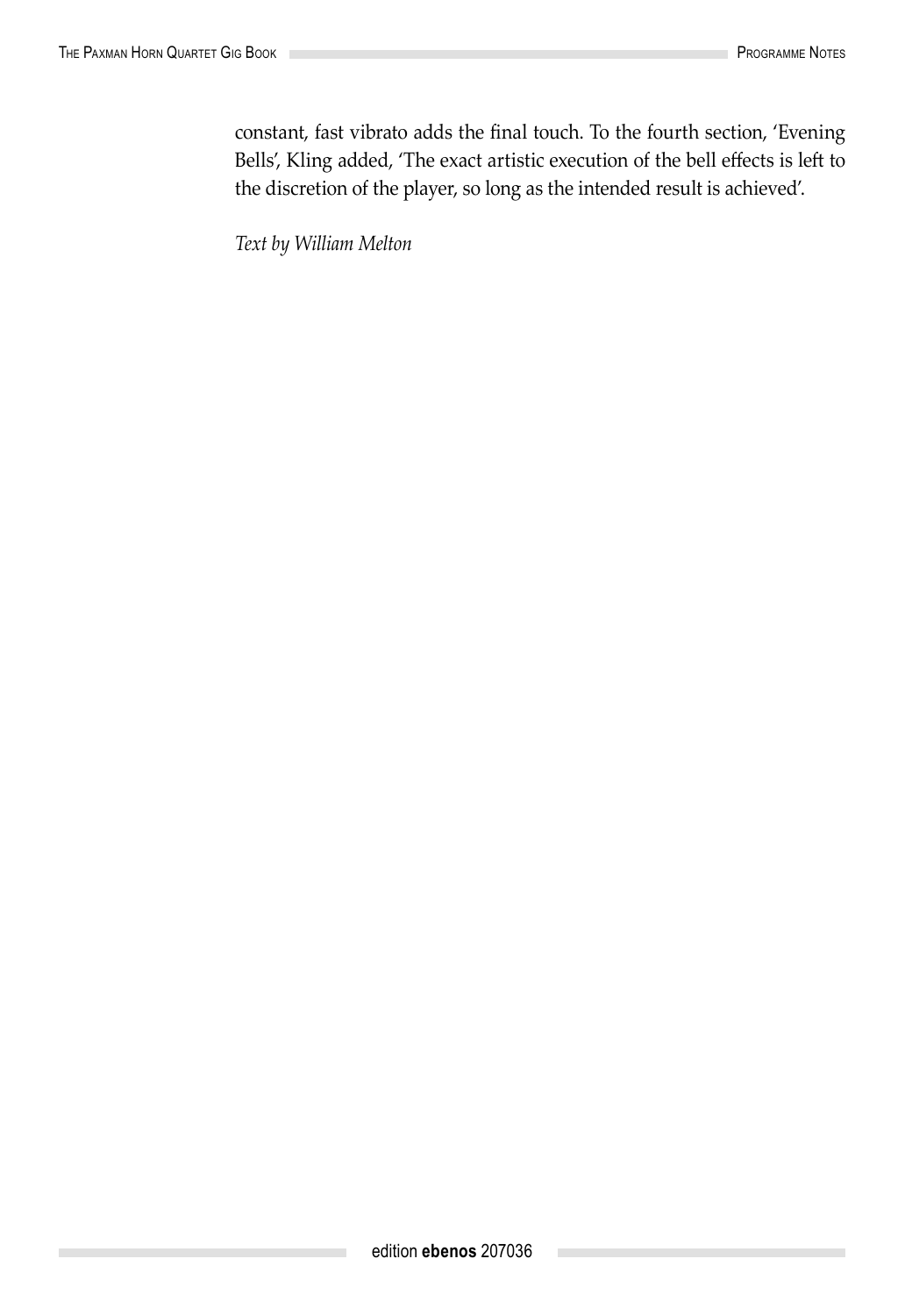constant, fast vibrato adds the final touch. To the fourth section, 'Evening Bells', Kling added, 'The exact artistic execution of the bell effects is left to the discretion of the player, so long as the intended result is achieved'.

*Text by William Melton*